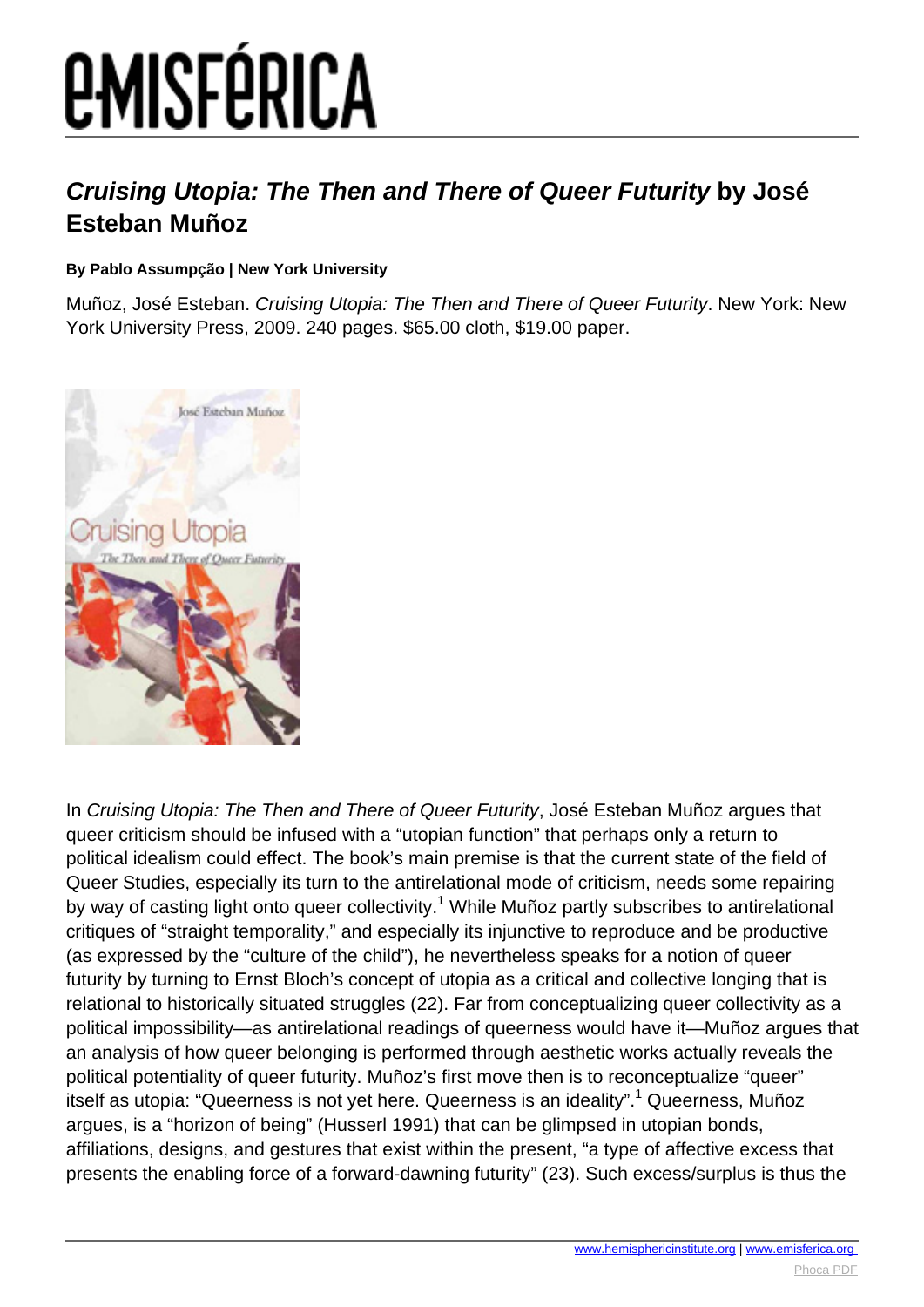# *Cruising Utopia: The Then and There of Queer Futurity* by José Esteban Muñoz

**By Pablo Assumpção | New York University**

Muñoz, José Esteban. *Cruising Utopia: The Then and There of Queer Futurity*. New York: New York University Press, 2009. 240 pages. $65.00 cloth, $19.00 paper.

In *Cruising Utopia: The Then and There of Queer Futurity*, José Esteban Muñoz argues that queer criticism should be infused with a "utopian function" that perhaps only a return to political idealism could effect. The book's main premise is that the current state of the field of Queer Studies, especially its turn to the antirelational mode of criticism, needs some repairing by way of casting light onto queer collectivity.[1] While Muñoz partly subscribes to antirelational critiques of "straight temporality," and especially its injunctive to reproduce and be productive (as expressed by the "culture of the child"), he nevertheless speaks for a notion of queer futurity by turning to Ernst Bloch's concept of utopia as a critical and collective longing that is relational to historically situated struggles (22). Far from conceptualizing queer collectivity as a political impossibility—as antirelational readings of queerness would have it—Muñoz argues that an analysis of how queer belonging is performed through aesthetic works actually reveals the political potentiality of queer futurity. Muñoz's first move then is to reconceptualize "queer" itself as utopia: "Queerness is not yet here. Queerness is an ideality".[1] Queerness, Muñoz argues, is a "horizon of being" (Husserl 1991) that can be glimpsed in utopian bonds, affiliations, designs, and gestures that exist within the present, "a type of affective excess that presents the enabling force of a forward-dawning futurity" (23). Such excess/surplus is thus the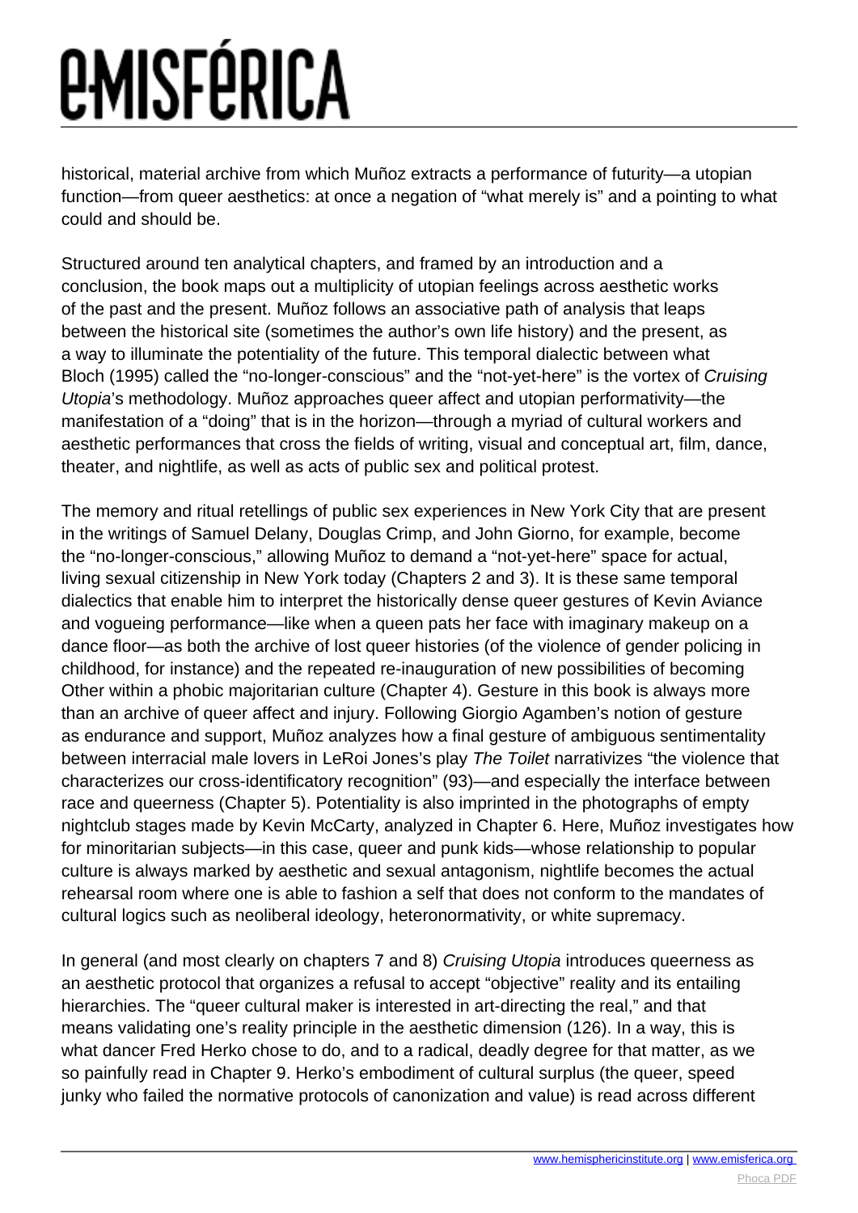historical, material archive from which Muñoz extracts a performance of futurity—a utopian function—from queer aesthetics: at once a negation of "what merely is" and a pointing to what could and should be.

Structured around ten analytical chapters, and framed by an introduction and a conclusion, the book maps out a multiplicity of utopian feelings across aesthetic works of the past and the present. Muñoz follows an associative path of analysis that leaps between the historical site (sometimes the author's own life history) and the present, as a way to illuminate the potentiality of the future. This temporal dialectic between what Bloch (1995) called the "no-longer-conscious" and the "not-yet-here" is the vortex of *Cruising Utopia*'s methodology. Muñoz approaches queer affect and utopian performativity—the manifestation of a "doing" that is in the horizon—through a myriad of cultural workers and aesthetic performances that cross the fields of writing, visual and conceptual art, film, dance, theater, and nightlife, as well as acts of public sex and political protest.

The memory and ritual retellings of public sex experiences in New York City that are present in the writings of Samuel Delany, Douglas Crimp, and John Giorno, for example, become the "no-longer-conscious," allowing Muñoz to demand a "not-yet-here" space for actual, living sexual citizenship in New York today (Chapters 2 and 3). It is these same temporal dialectics that enable him to interpret the historically dense queer gestures of Kevin Aviance and vogueing performance—like when a queen pats her face with imaginary makeup on a dance floor—as both the archive of lost queer histories (of the violence of gender policing in childhood, for instance) and the repeated re-inauguration of new possibilities of becoming Other within a phobic majoritarian culture (Chapter 4). Gesture in this book is always more than an archive of queer affect and injury. Following Giorgio Agamben's notion of gesture as endurance and support, Muñoz analyzes how a final gesture of ambiguous sentimentality between interracial male lovers in LeRoi Jones's play *The Toilet* narrativizes "the violence that characterizes our cross-identificatory recognition" (93)—and especially the interface between race and queerness (Chapter 5). Potentiality is also imprinted in the photographs of empty nightclub stages made by Kevin McCarty, analyzed in Chapter 6. Here, Muñoz investigates how for minoritarian subjects—in this case, queer and punk kids—whose relationship to popular culture is always marked by aesthetic and sexual antagonism, nightlife becomes the actual rehearsal room where one is able to fashion a self that does not conform to the mandates of cultural logics such as neoliberal ideology, heteronormativity, or white supremacy.

In general (and most clearly on chapters 7 and 8) *Cruising Utopia* introduces queerness as an aesthetic protocol that organizes a refusal to accept "objective" reality and its entailing hierarchies. The "queer cultural maker is interested in art-directing the real," and that means validating one's reality principle in the aesthetic dimension (126). In a way, this is what dancer Fred Herko chose to do, and to a radical, deadly degree for that matter, as we so painfully read in Chapter 9. Herko's embodiment of cultural surplus (the queer, speed junky who failed the normative protocols of canonization and value) is read across different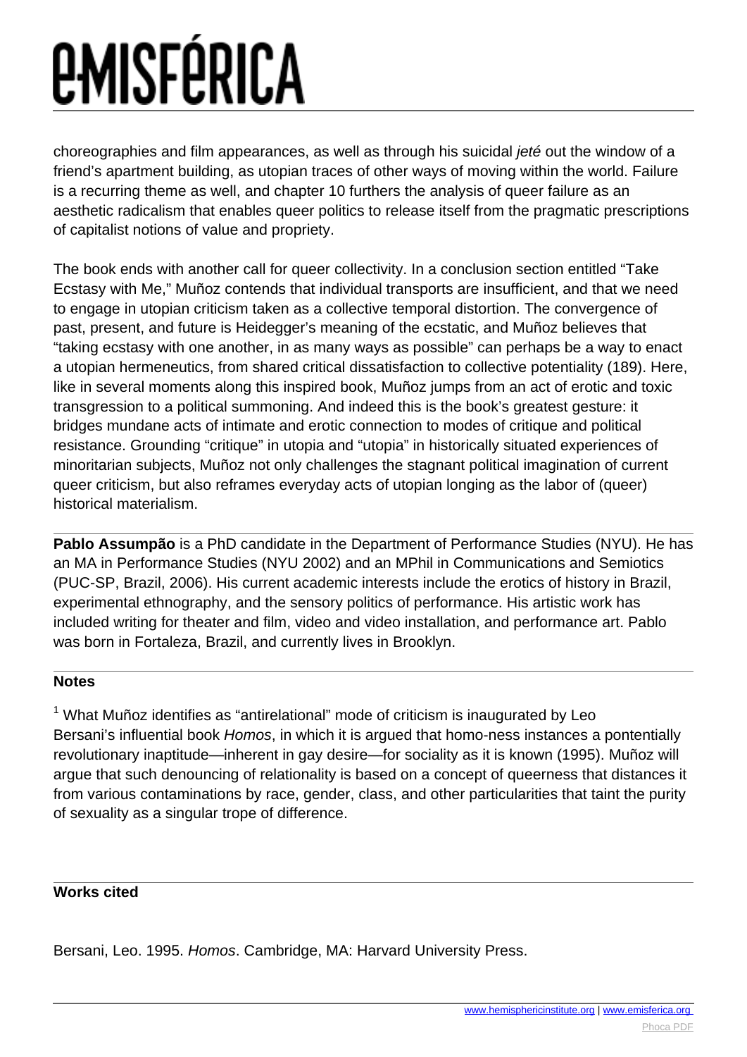choreographies and film appearances, as well as through his suicidal *jeté* out the window of a friend's apartment building, as utopian traces of other ways of moving within the world. Failure is a recurring theme as well, and chapter 10 furthers the analysis of queer failure as an aesthetic radicalism that enables queer politics to release itself from the pragmatic prescriptions of capitalist notions of value and propriety.

The book ends with another call for queer collectivity. In a conclusion section entitled "Take Ecstasy with Me," Muñoz contends that individual transports are insufficient, and that we need to engage in utopian criticism taken as a collective temporal distortion. The convergence of past, present, and future is Heidegger's meaning of the ecstatic, and Muñoz believes that "taking ecstasy with one another, in as many ways as possible" can perhaps be a way to enact a utopian hermeneutics, from shared critical dissatisfaction to collective potentiality (189). Here, like in several moments along this inspired book, Muñoz jumps from an act of erotic and toxic transgression to a political summoning. And indeed this is the book's greatest gesture: it bridges mundane acts of intimate and erotic connection to modes of critique and political resistance. Grounding "critique" in utopia and "utopia" in historically situated experiences of minoritarian subjects, Muñoz not only challenges the stagnant political imagination of current queer criticism, but also reframes everyday acts of utopian longing as the labor of (queer) historical materialism.

---

**Pablo Assumpão** is a PhD candidate in the Department of Performance Studies (NYU). He has an MA in Performance Studies (NYU 2002) and an MPhil in Communications and Semiotics (PUC-SP, Brazil, 2006). His current academic interests include the erotics of history in Brazil, experimental ethnography, and the sensory politics of performance. His artistic work has included writing for theater and film, video and video installation, and performance art. Pablo was born in Fortaleza, Brazil, and currently lives in Brooklyn.

---

**Notes**

[1] What Muñoz identifies as "antirelational" mode of criticism is inaugurated by Leo Bersani's influential book *Homos*, in which it is argued that homo-ness instances a pontentially revolutionary inaptitude—inherent in gay desire—for sociality as it is known (1995). Muñoz will argue that such denouncing of relationality is based on a concept of queerness that distances it from various contaminations by race, gender, class, and other particularities that taint the purity of sexuality as a singular trope of difference.

---

**Works cited**

Bersani, Leo. 1995. *Homos*. Cambridge, MA: Harvard University Press.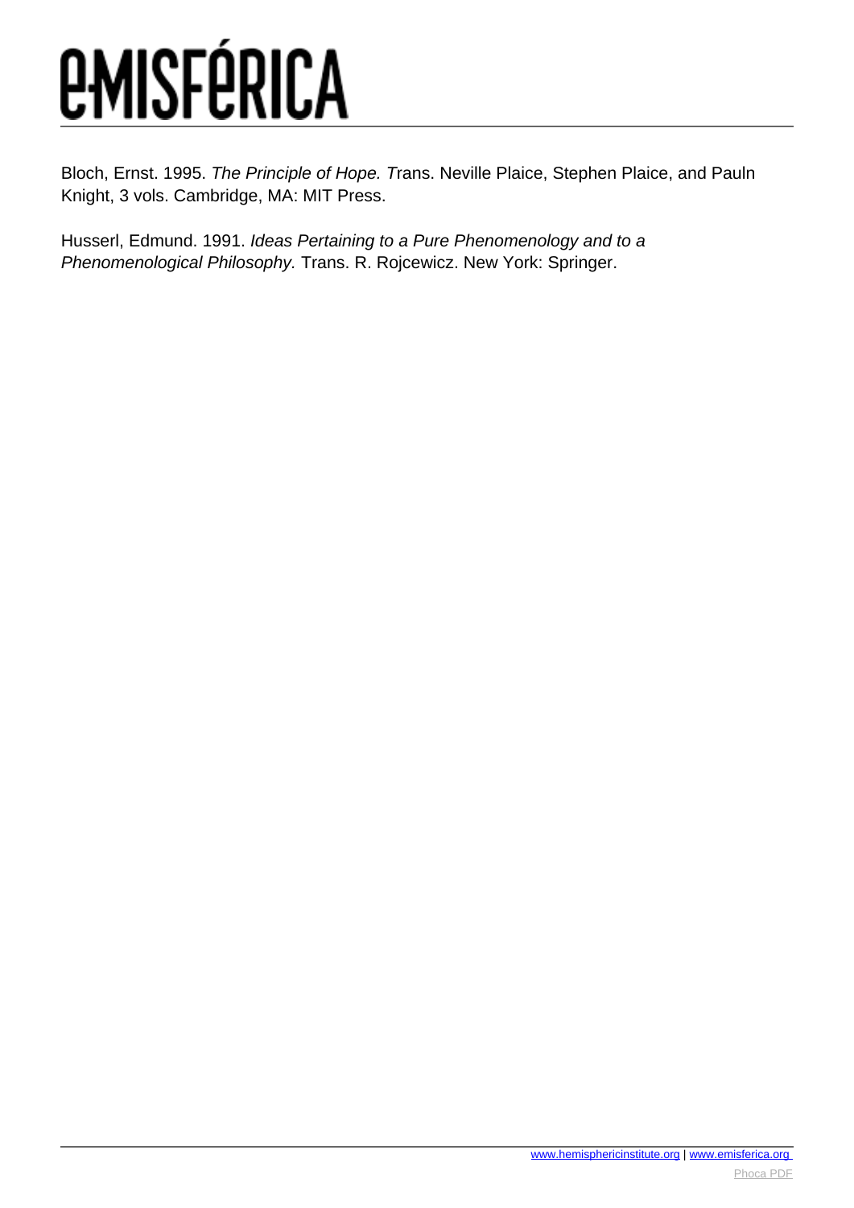Bloch, Ernst. 1995. *The Principle of Hope. T*rans. Neville Plaice, Stephen Plaice, and Pauln Knight, 3 vols. Cambridge, MA: MIT Press.

Husserl, Edmund. 1991. *Ideas Pertaining to a Pure Phenomenology and to a Phenomenological Philosophy.* Trans. R. Rojcewicz. New York: Springer.